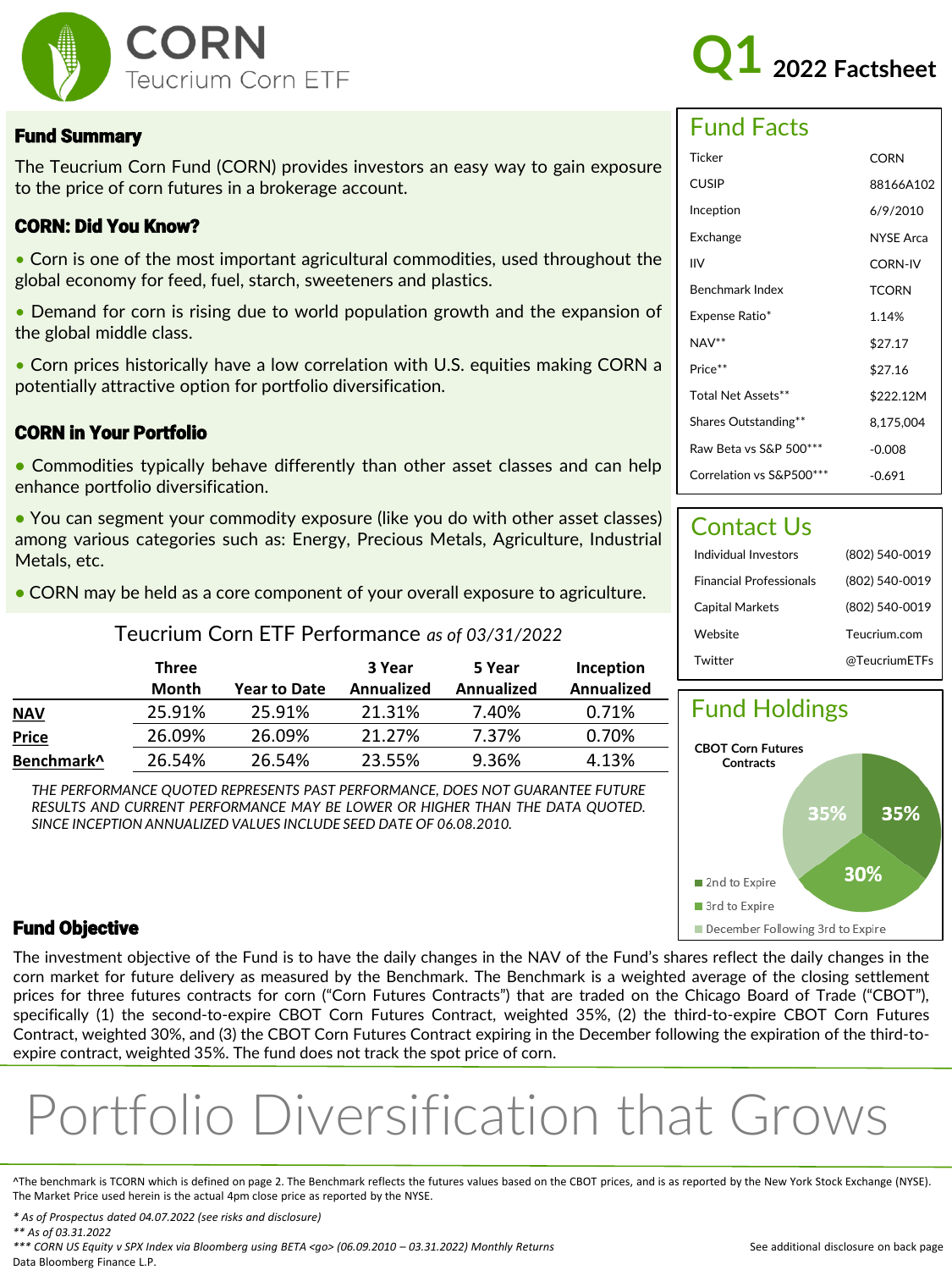# CORN Teucrium Corn ETF

**Q1 2022 Factsheet**

## Fund Summary

The Teucrium Corn Fund (CORN) provides investors an easy way to gain exposure to the price of corn futures in a brokerage account.

### CORN: Did You Know?

- Corn is one of the most important agricultural commodities, used throughout the global economy for feed, fuel, starch, sweeteners and plastics.
- Demand for corn is rising due to world population growth and the expansion of the global middle class.
- Corn prices historically have a low correlation with U.S. equities making CORN a potentially attractive option for portfolio diversification.

### CORN in Your Portfolio

- Commodities typically behave differently than other asset classes and can help enhance portfolio diversification.
- You can segment your commodity exposure (like you do with other asset classes) among various categories such as: Energy, Precious Metals, Agriculture, Industrial Metals, etc.
- CORN may be held as a core component of your overall exposure to agriculture.

### Teucrium Corn ETF Performance *as of 03/31/2022*

| | Three Month | Year to Date | 3 Year Annualized | 5 Year Annualized | Inception Annualized |
|---|---|---|---|---|---|
| **NAV** | 25.91% | 25.91% | 21.31% | 7.40% | 0.71% |
| **Price** | 26.09% | 26.09% | 21.27% | 7.37% | 0.70% |
| **Benchmark^** | 26.54% | 26.54% | 23.55% | 9.36% | 4.13% |

*THE PERFORMANCE QUOTED REPRESENTS PAST PERFORMANCE, DOES NOT GUARANTEE FUTURE RESULTS AND CURRENT PERFORMANCE MAY BE LOWER OR HIGHER THAN THE DATA QUOTED. SINCE INCEPTION ANNUALIZED VALUES INCLUDE SEED DATE OF 06.08.2010.*

## Fund Facts

| | |
|---|---|
| Ticker | CORN |
| CUSIP | 88166A102 |
| Inception | 6/9/2010 |
| Exchange | NYSE Arca |
| IIV | CORN-IV |
| Benchmark Index | TCORN |
| Expense Ratio* | 1.14% |
| NAV** | $27.17 |
| Price** | $27.16 |
| Total Net Assets** | $222.12M |
| Shares Outstanding** | 8,175,004 |
| Raw Beta vs S&P 500*** | -0.008 |
| Correlation vs S&P500*** | -0.691 |

## Contact Us

| | |
|---|---|
| Individual Investors | (802) 540-0019 |
| Financial Professionals | (802) 540-0019 |
| Capital Markets | (802) 540-0019 |
| Website | Teucrium.com |
| Twitter | @TeucriumETFs |

## Fund Holdings

**CBOT Corn Futures Contracts**

- 2nd to Expire: 35%
- 3rd to Expire: 30%
- December Following 3rd to Expire: 35%

## Fund Objective

The investment objective of the Fund is to have the daily changes in the NAV of the Fund's shares reflect the daily changes in the corn market for future delivery as measured by the Benchmark. The Benchmark is a weighted average of the closing settlement prices for three futures contracts for corn ("Corn Futures Contracts") that are traded on the Chicago Board of Trade ("CBOT"), specifically (1) the second-to-expire CBOT Corn Futures Contract, weighted 35%, (2) the third-to-expire CBOT Corn Futures Contract, weighted 30%, and (3) the CBOT Corn Futures Contract expiring in the December following the expiration of the third-to-expire contract, weighted 35%. The fund does not track the spot price of corn.

# Portfolio Diversification that Grows

^The benchmark is TCORN which is defined on page 2. The Benchmark reflects the futures values based on the CBOT prices, and is as reported by the New York Stock Exchange (NYSE). The Market Price used herein is the actual 4pm close price as reported by the NYSE.

*\* As of Prospectus dated 04.07.2022 (see risks and disclosure)*

*\*\* As of 03.31.2022*

*\*\*\* CORN US Equity v SPX Index via Bloomberg using BETA <go> (06.09.2010 – 03.31.2022) Monthly Returns*

Data Bloomberg Finance L.P.

See additional disclosure on back page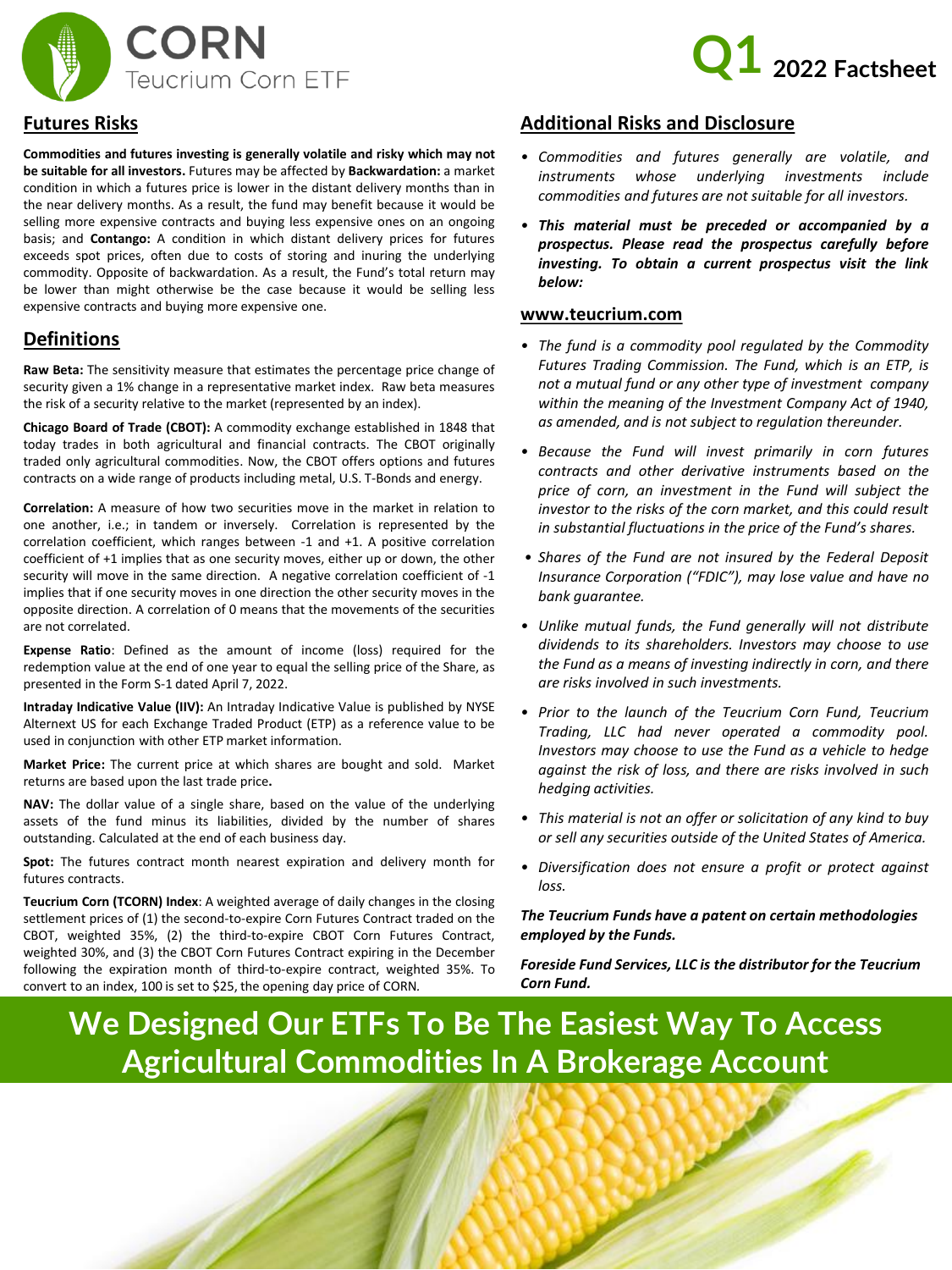# CORN
Teucrium Corn ETF

**Q1 2022 Factsheet**

## Futures Risks

**Commodities and futures investing is generally volatile and risky which may not be suitable for all investors.** Futures may be affected by **Backwardation:** a market condition in which a futures price is lower in the distant delivery months than in the near delivery months. As a result, the fund may benefit because it would be selling more expensive contracts and buying less expensive ones on an ongoing basis; and **Contango:** A condition in which distant delivery prices for futures exceeds spot prices, often due to costs of storing and inuring the underlying commodity. Opposite of backwardation. As a result, the Fund's total return may be lower than might otherwise be the case because it would be selling less expensive contracts and buying more expensive one.

## Definitions

**Raw Beta:** The sensitivity measure that estimates the percentage price change of security given a 1% change in a representative market index. Raw beta measures the risk of a security relative to the market (represented by an index).

**Chicago Board of Trade (CBOT):** A commodity exchange established in 1848 that today trades in both agricultural and financial contracts. The CBOT originally traded only agricultural commodities. Now, the CBOT offers options and futures contracts on a wide range of products including metal, U.S. T-Bonds and energy.

**Correlation:** A measure of how two securities move in the market in relation to one another, i.e.; in tandem or inversely. Correlation is represented by the correlation coefficient, which ranges between -1 and +1. A positive correlation coefficient of +1 implies that as one security moves, either up or down, the other security will move in the same direction. A negative correlation coefficient of -1 implies that if one security moves in one direction the other security moves in the opposite direction. A correlation of 0 means that the movements of the securities are not correlated.

**Expense Ratio**: Defined as the amount of income (loss) required for the redemption value at the end of one year to equal the selling price of the Share, as presented in the Form S-1 dated April 7, 2022.

**Intraday Indicative Value (IIV):** An Intraday Indicative Value is published by NYSE Alternext US for each Exchange Traded Product (ETP) as a reference value to be used in conjunction with other ETP market information.

**Market Price:** The current price at which shares are bought and sold. Market returns are based upon the last trade price**.**

**NAV:** The dollar value of a single share, based on the value of the underlying assets of the fund minus its liabilities, divided by the number of shares outstanding. Calculated at the end of each business day.

**Spot:** The futures contract month nearest expiration and delivery month for futures contracts.

**Teucrium Corn (TCORN) Index**: A weighted average of daily changes in the closing settlement prices of (1) the second-to-expire Corn Futures Contract traded on the CBOT, weighted 35%, (2) the third-to-expire CBOT Corn Futures Contract, weighted 30%, and (3) the CBOT Corn Futures Contract expiring in the December following the expiration month of third-to-expire contract, weighted 35%. To convert to an index, 100 is set to $25, the opening day price of CORN.

## Additional Risks and Disclosure

- *Commodities and futures generally are volatile, and instruments whose underlying investments include commodities and futures are not suitable for all investors.*
- ***This material must be preceded or accompanied by a prospectus. Please read the prospectus carefully before investing. To obtain a current prospectus visit the link below:***

**www.teucrium.com**

- *The fund is a commodity pool regulated by the Commodity Futures Trading Commission. The Fund, which is an ETP, is not a mutual fund or any other type of investment company within the meaning of the Investment Company Act of 1940, as amended, and is not subject to regulation thereunder.*
- *Because the Fund will invest primarily in corn futures contracts and other derivative instruments based on the price of corn, an investment in the Fund will subject the investor to the risks of the corn market, and this could result in substantial fluctuations in the price of the Fund's shares.*
- *Shares of the Fund are not insured by the Federal Deposit Insurance Corporation ("FDIC"), may lose value and have no bank guarantee.*
- *Unlike mutual funds, the Fund generally will not distribute dividends to its shareholders. Investors may choose to use the Fund as a means of investing indirectly in corn, and there are risks involved in such investments.*
- *Prior to the launch of the Teucrium Corn Fund, Teucrium Trading, LLC had never operated a commodity pool. Investors may choose to use the Fund as a vehicle to hedge against the risk of loss, and there are risks involved in such hedging activities.*
- *This material is not an offer or solicitation of any kind to buy or sell any securities outside of the United States of America.*
- *Diversification does not ensure a profit or protect against loss.*

***The Teucrium Funds have a patent on certain methodologies employed by the Funds.***

***Foreside Fund Services, LLC is the distributor for the Teucrium Corn Fund.***

**We Designed Our ETFs To Be The Easiest Way To Access Agricultural Commodities In A Brokerage Account**